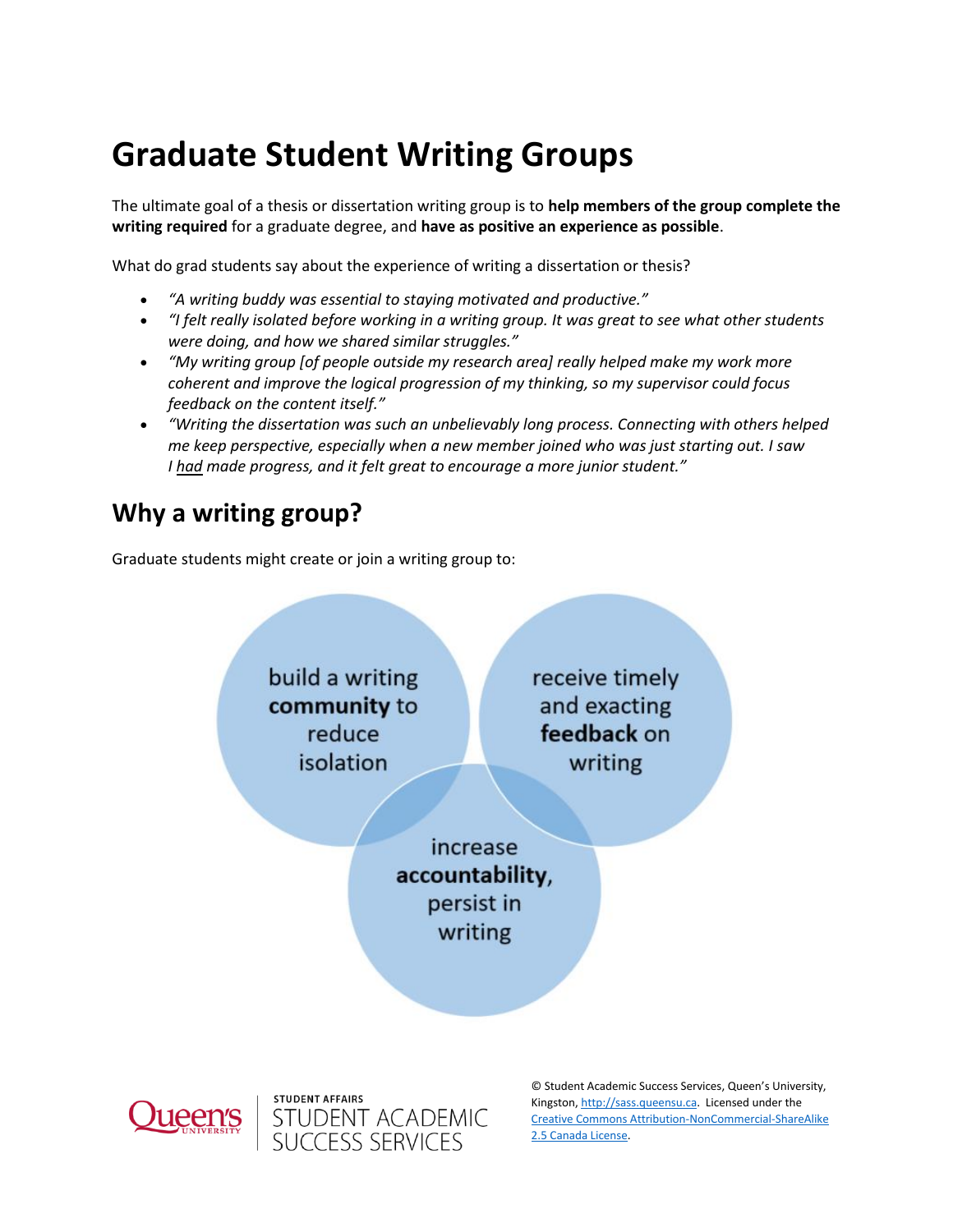# Graduate Student Writing Groups

The ultimate goal of a thesis or dissertation writing group is to **help members of the group complete the writing required** for a graduate degree, and **have as positive an experience as possible**.

What do grad students say about the experience of writing a dissertation or thesis?

- *"A writing buddy was essential to staying motivated and productive."*
- *"I felt really isolated before working in a writing group. It was great to see what other students were doing, and how we shared similar struggles."*
- *"My writing group [of people outside my research area] really helped make my work more coherent and improve the logical progression of my thinking, so my supervisor could focus feedback on the content itself."*
- *"Writing the dissertation was such an unbelievably long process. Connecting with others helped me keep perspective, especially when a new member joined who was just starting out. I saw I had made progress, and it felt great to encourage a more junior student."*

## Why a writing group?

Graduate students might create or join a writing group to:

- build a writing **community** to reduce isolation
- receive timely and exacting **feedback** on writing
- increase **accountability**, persist in writing

© Student Academic Success Services, Queen's University, Kingston, http://sass.queensu.ca. Licensed under the Creative Commons Attribution-NonCommercial-ShareAlike 2.5 Canada License.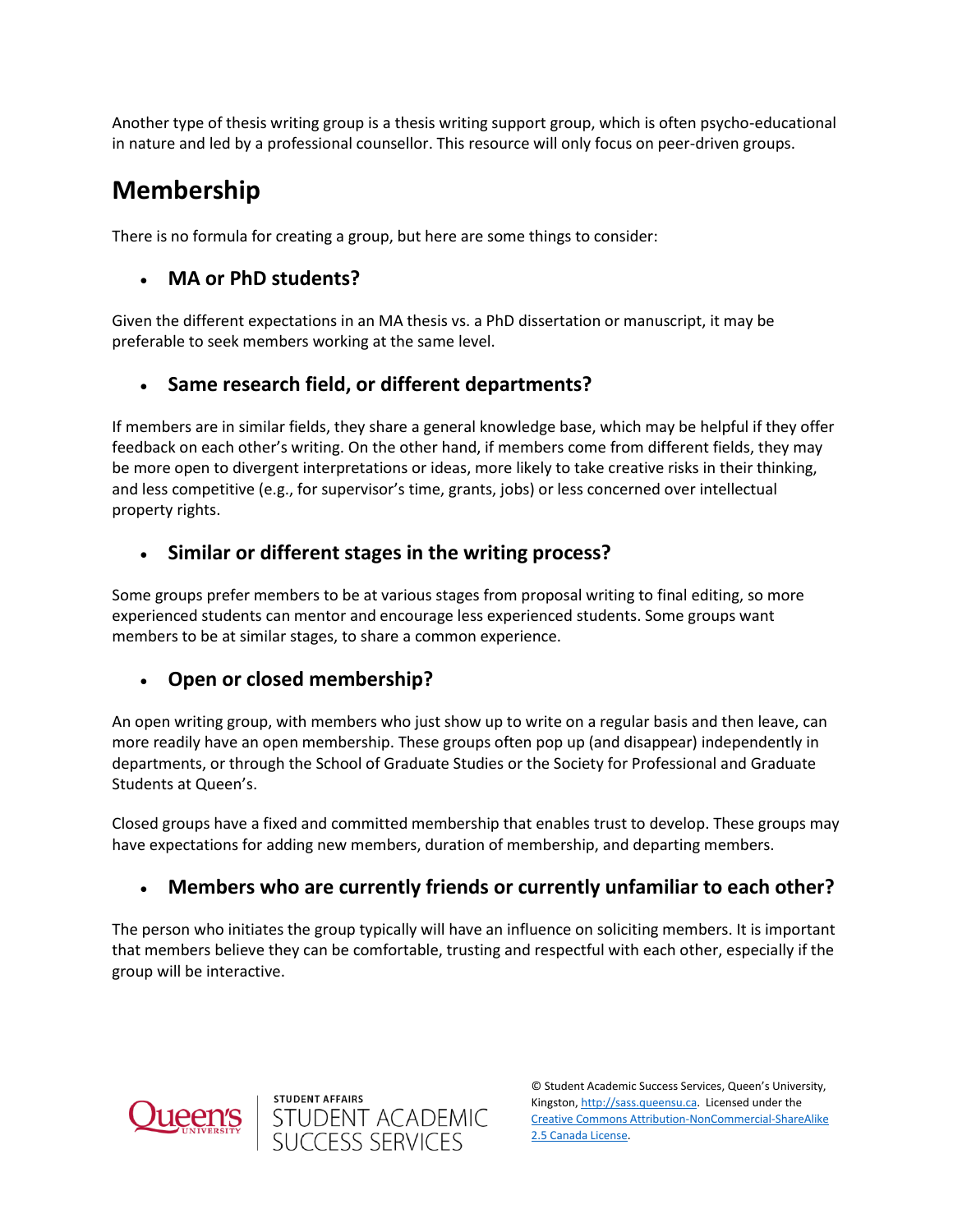Another type of thesis writing group is a thesis writing support group, which is often psycho-educational in nature and led by a professional counsellor. This resource will only focus on peer-driven groups.

## Membership

There is no formula for creating a group, but here are some things to consider:

### • MA or PhD students?

Given the different expectations in an MA thesis vs. a PhD dissertation or manuscript, it may be preferable to seek members working at the same level.

### • Same research field, or different departments?

If members are in similar fields, they share a general knowledge base, which may be helpful if they offer feedback on each other's writing. On the other hand, if members come from different fields, they may be more open to divergent interpretations or ideas, more likely to take creative risks in their thinking, and less competitive (e.g., for supervisor's time, grants, jobs) or less concerned over intellectual property rights.

### • Similar or different stages in the writing process?

Some groups prefer members to be at various stages from proposal writing to final editing, so more experienced students can mentor and encourage less experienced students. Some groups want members to be at similar stages, to share a common experience.

### • Open or closed membership?

An open writing group, with members who just show up to write on a regular basis and then leave, can more readily have an open membership. These groups often pop up (and disappear) independently in departments, or through the School of Graduate Studies or the Society for Professional and Graduate Students at Queen's.

Closed groups have a fixed and committed membership that enables trust to develop. These groups may have expectations for adding new members, duration of membership, and departing members.

### • Members who are currently friends or currently unfamiliar to each other?

The person who initiates the group typically will have an influence on soliciting members. It is important that members believe they can be comfortable, trusting and respectful with each other, especially if the group will be interactive.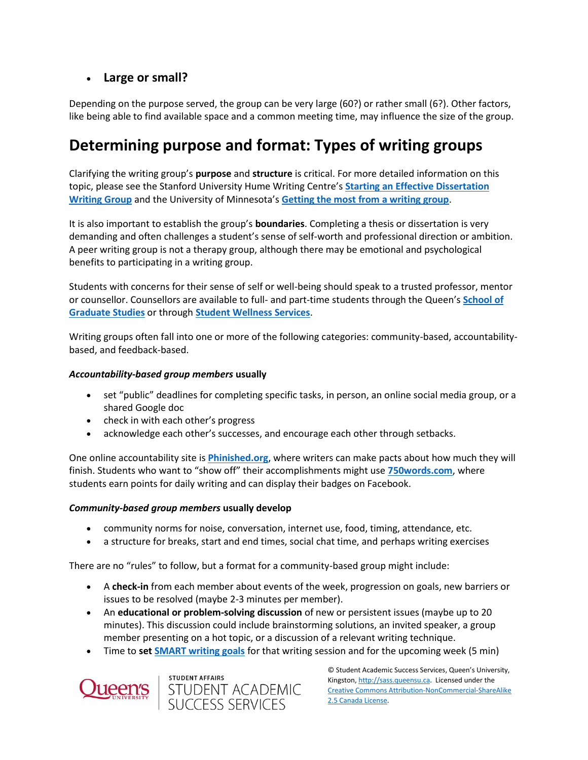- **Large or small?**

Depending on the purpose served, the group can be very large (60?) or rather small (6?). Other factors, like being able to find available space and a common meeting time, may influence the size of the group.

## Determining purpose and format: Types of writing groups

Clarifying the writing group's **purpose** and **structure** is critical. For more detailed information on this topic, please see the Stanford University Hume Writing Centre's **Starting an Effective Dissertation Writing Group** and the University of Minnesota's **Getting the most from a writing group**.

It is also important to establish the group's **boundaries**. Completing a thesis or dissertation is very demanding and often challenges a student's sense of self-worth and professional direction or ambition. A peer writing group is not a therapy group, although there may be emotional and psychological benefits to participating in a writing group.

Students with concerns for their sense of self or well-being should speak to a trusted professor, mentor or counsellor. Counsellors are available to full- and part-time students through the Queen's **School of Graduate Studies** or through **Student Wellness Services**.

Writing groups often fall into one or more of the following categories: community-based, accountability-based, and feedback-based.

***Accountability-based group members*** **usually**

- set "public" deadlines for completing specific tasks, in person, an online social media group, or a shared Google doc
- check in with each other's progress
- acknowledge each other's successes, and encourage each other through setbacks.

One online accountability site is **Phinished.org**, where writers can make pacts about how much they will finish. Students who want to "show off" their accomplishments might use **750words.com**, where students earn points for daily writing and can display their badges on Facebook.

***Community-based group members*** **usually develop**

- community norms for noise, conversation, internet use, food, timing, attendance, etc.
- a structure for breaks, start and end times, social chat time, and perhaps writing exercises

There are no "rules" to follow, but a format for a community-based group might include:

- A **check-in** from each member about events of the week, progression on goals, new barriers or issues to be resolved (maybe 2-3 minutes per member).
- An **educational or problem-solving discussion** of new or persistent issues (maybe up to 20 minutes). This discussion could include brainstorming solutions, an invited speaker, a group member presenting on a hot topic, or a discussion of a relevant writing technique.
- Time to **set SMART writing goals** for that writing session and for the upcoming week (5 min)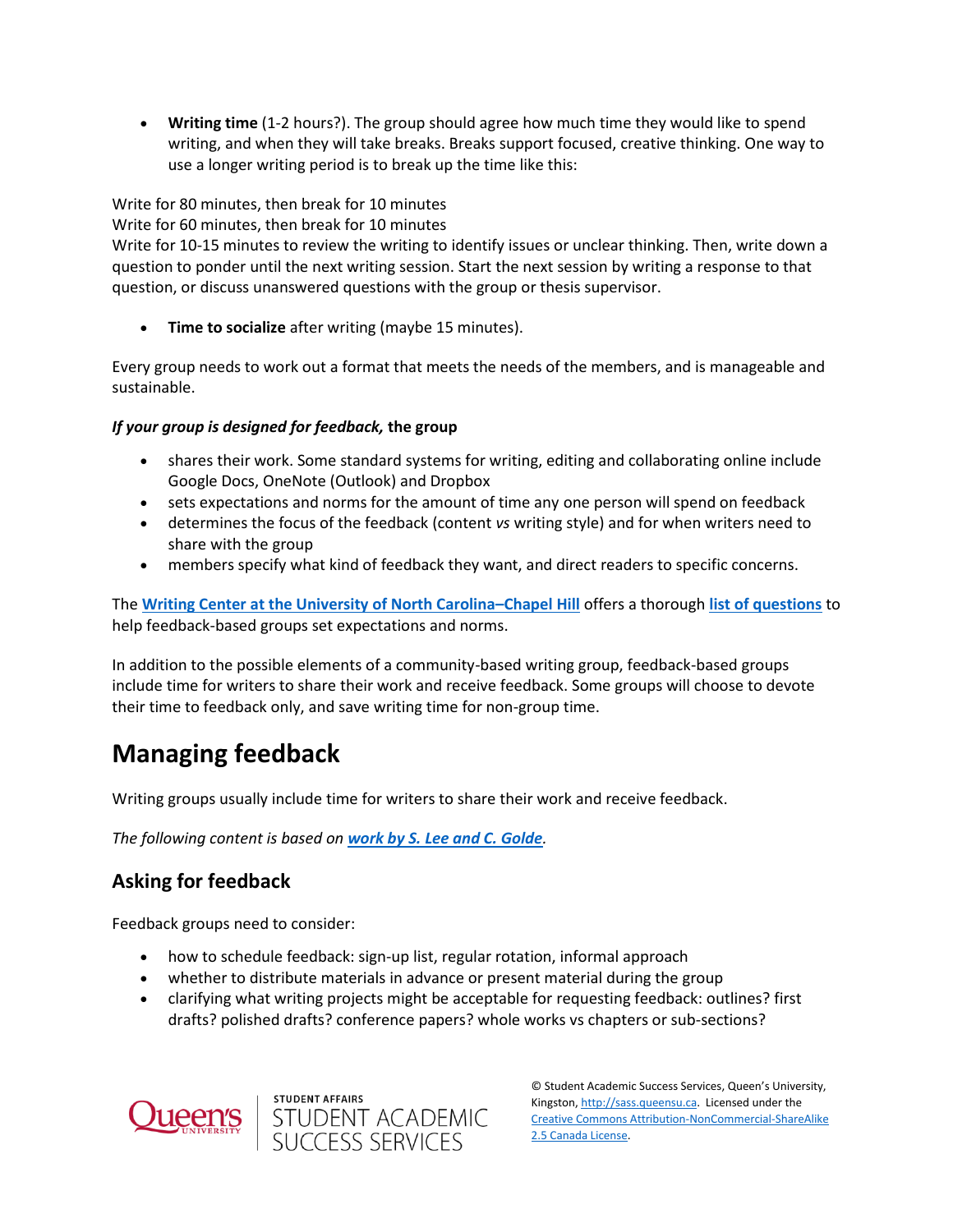- **Writing time** (1-2 hours?). The group should agree how much time they would like to spend writing, and when they will take breaks. Breaks support focused, creative thinking. One way to use a longer writing period is to break up the time like this:

Write for 80 minutes, then break for 10 minutes
Write for 60 minutes, then break for 10 minutes
Write for 10-15 minutes to review the writing to identify issues or unclear thinking. Then, write down a question to ponder until the next writing session. Start the next session by writing a response to that question, or discuss unanswered questions with the group or thesis supervisor.

- **Time to socialize** after writing (maybe 15 minutes).

Every group needs to work out a format that meets the needs of the members, and is manageable and sustainable.

***If your group is designed for feedback,*** **the group**

- shares their work. Some standard systems for writing, editing and collaborating online include Google Docs, OneNote (Outlook) and Dropbox
- sets expectations and norms for the amount of time any one person will spend on feedback
- determines the focus of the feedback (content *vs* writing style) and for when writers need to share with the group
- members specify what kind of feedback they want, and direct readers to specific concerns.

The **Writing Center at the University of North Carolina–Chapel Hill** offers a thorough **list of questions** to help feedback-based groups set expectations and norms.

In addition to the possible elements of a community-based writing group, feedback-based groups include time for writers to share their work and receive feedback. Some groups will choose to devote their time to feedback only, and save writing time for non-group time.

# Managing feedback

Writing groups usually include time for writers to share their work and receive feedback.

*The following content is based on* ***work by S. Lee and C. Golde****.*

## Asking for feedback

Feedback groups need to consider:

- how to schedule feedback: sign-up list, regular rotation, informal approach
- whether to distribute materials in advance or present material during the group
- clarifying what writing projects might be acceptable for requesting feedback: outlines? first drafts? polished drafts? conference papers? whole works vs chapters or sub-sections?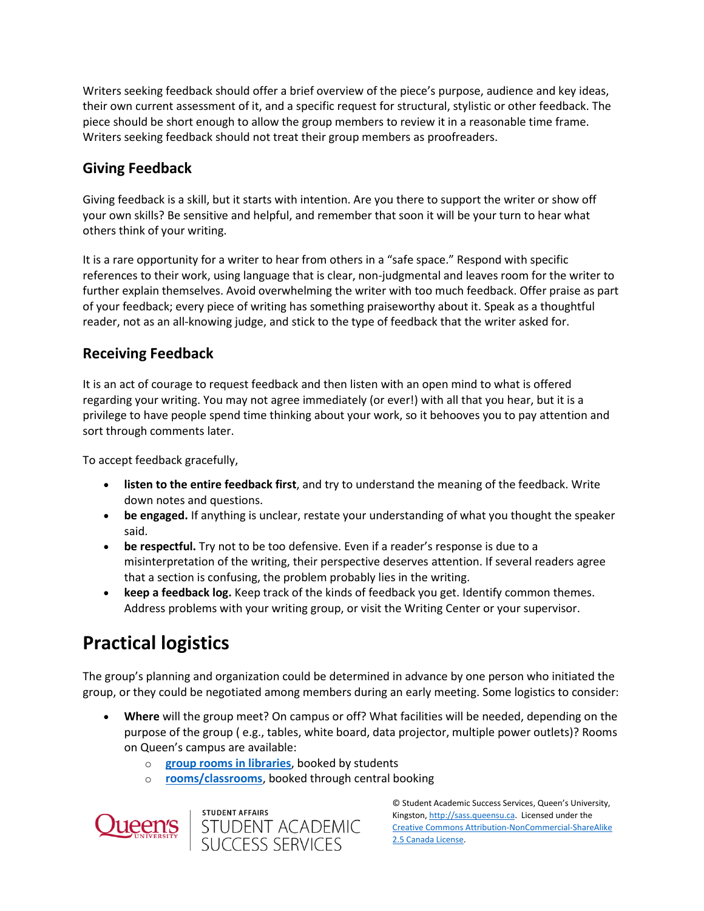Writers seeking feedback should offer a brief overview of the piece's purpose, audience and key ideas, their own current assessment of it, and a specific request for structural, stylistic or other feedback. The piece should be short enough to allow the group members to review it in a reasonable time frame. Writers seeking feedback should not treat their group members as proofreaders.

### Giving Feedback

Giving feedback is a skill, but it starts with intention. Are you there to support the writer or show off your own skills? Be sensitive and helpful, and remember that soon it will be your turn to hear what others think of your writing.

It is a rare opportunity for a writer to hear from others in a "safe space." Respond with specific references to their work, using language that is clear, non-judgmental and leaves room for the writer to further explain themselves. Avoid overwhelming the writer with too much feedback. Offer praise as part of your feedback; every piece of writing has something praiseworthy about it. Speak as a thoughtful reader, not as an all-knowing judge, and stick to the type of feedback that the writer asked for.

### Receiving Feedback

It is an act of courage to request feedback and then listen with an open mind to what is offered regarding your writing. You may not agree immediately (or ever!) with all that you hear, but it is a privilege to have people spend time thinking about your work, so it behooves you to pay attention and sort through comments later.

To accept feedback gracefully,

- **listen to the entire feedback first**, and try to understand the meaning of the feedback. Write down notes and questions.
- **be engaged.** If anything is unclear, restate your understanding of what you thought the speaker said.
- **be respectful.** Try not to be too defensive. Even if a reader's response is due to a misinterpretation of the writing, their perspective deserves attention. If several readers agree that a section is confusing, the problem probably lies in the writing.
- **keep a feedback log.** Keep track of the kinds of feedback you get. Identify common themes. Address problems with your writing group, or visit the Writing Center or your supervisor.

## Practical logistics

The group's planning and organization could be determined in advance by one person who initiated the group, or they could be negotiated among members during an early meeting. Some logistics to consider:

- **Where** will the group meet? On campus or off? What facilities will be needed, depending on the purpose of the group ( e.g., tables, white board, data projector, multiple power outlets)? Rooms on Queen's campus are available:
  - **group rooms in libraries**, booked by students
  - **rooms/classrooms**, booked through central booking

© Student Academic Success Services, Queen's University, Kingston, http://sass.queensu.ca. Licensed under the Creative Commons Attribution-NonCommercial-ShareAlike 2.5 Canada License.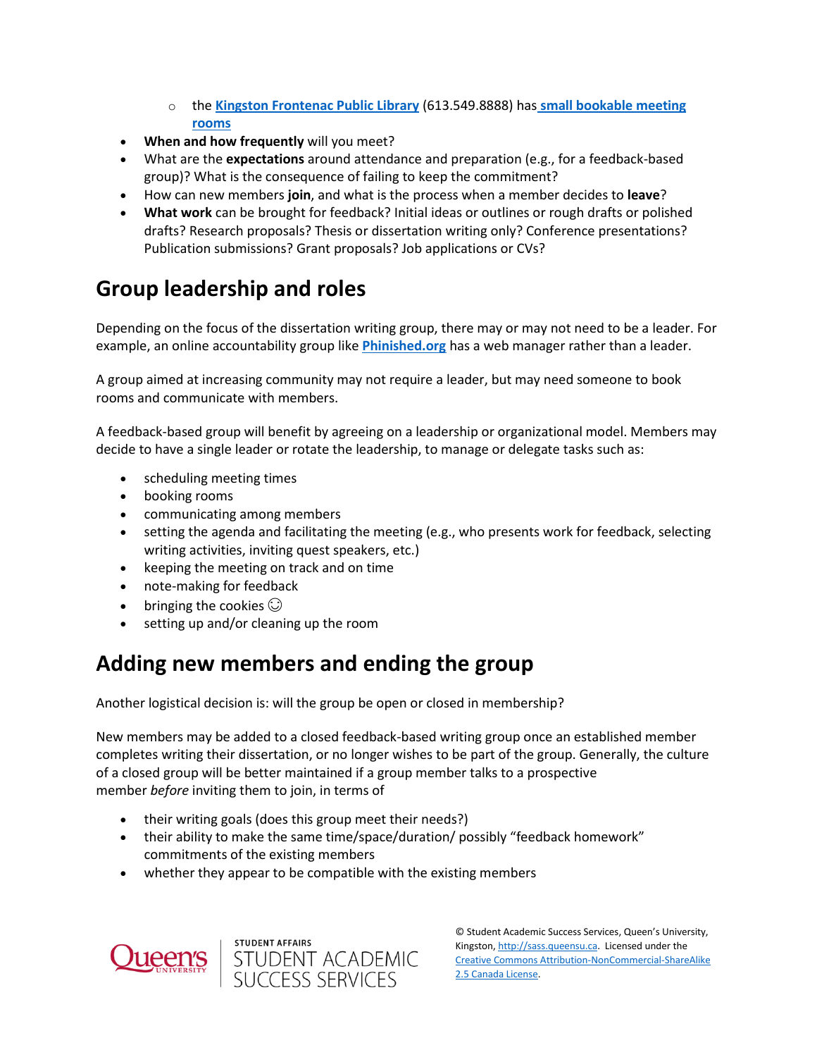- the **Kingston Frontenac Public Library** (613.549.8888) has **small bookable meeting rooms**
- **When and how frequently** will you meet?
- What are the **expectations** around attendance and preparation (e.g., for a feedback-based group)? What is the consequence of failing to keep the commitment?
- How can new members **join**, and what is the process when a member decides to **leave**?
- **What work** can be brought for feedback? Initial ideas or outlines or rough drafts or polished drafts? Research proposals? Thesis or dissertation writing only? Conference presentations? Publication submissions? Grant proposals? Job applications or CVs?

## Group leadership and roles

Depending on the focus of the dissertation writing group, there may or may not need to be a leader. For example, an online accountability group like **Phinished.org** has a web manager rather than a leader.

A group aimed at increasing community may not require a leader, but may need someone to book rooms and communicate with members.

A feedback-based group will benefit by agreeing on a leadership or organizational model. Members may decide to have a single leader or rotate the leadership, to manage or delegate tasks such as:

- scheduling meeting times
- booking rooms
- communicating among members
- setting the agenda and facilitating the meeting (e.g., who presents work for feedback, selecting writing activities, inviting quest speakers, etc.)
- keeping the meeting on track and on time
- note-making for feedback
- bringing the cookies ☺
- setting up and/or cleaning up the room

## Adding new members and ending the group

Another logistical decision is: will the group be open or closed in membership?

New members may be added to a closed feedback-based writing group once an established member completes writing their dissertation, or no longer wishes to be part of the group. Generally, the culture of a closed group will be better maintained if a group member talks to a prospective member *before* inviting them to join, in terms of

- their writing goals (does this group meet their needs?)
- their ability to make the same time/space/duration/ possibly "feedback homework" commitments of the existing members
- whether they appear to be compatible with the existing members

© Student Academic Success Services, Queen's University, Kingston, http://sass.queensu.ca. Licensed under the Creative Commons Attribution-NonCommercial-ShareAlike 2.5 Canada License.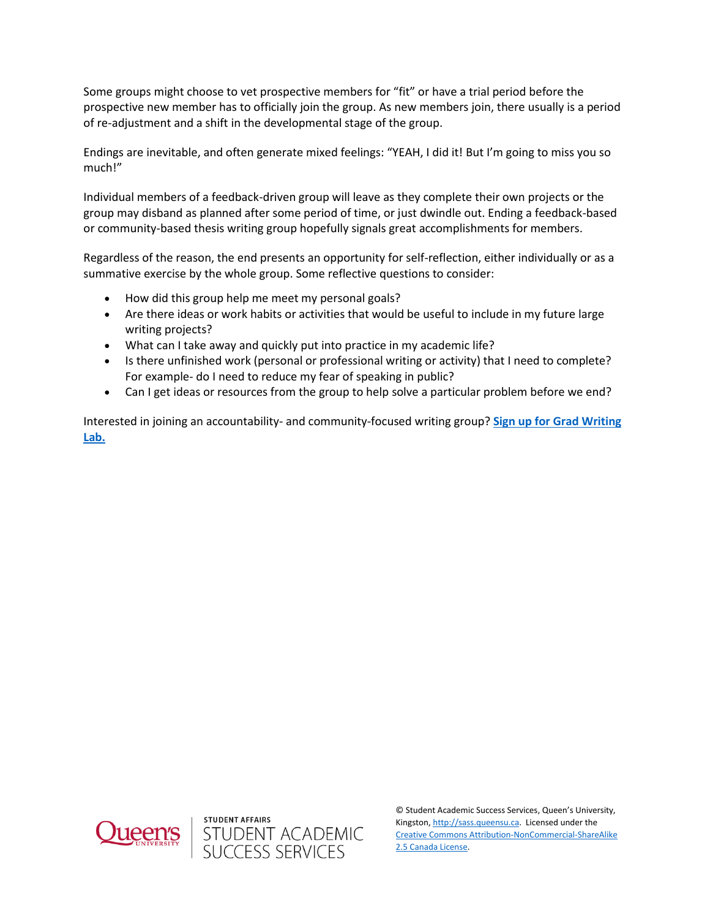Some groups might choose to vet prospective members for "fit" or have a trial period before the prospective new member has to officially join the group. As new members join, there usually is a period of re-adjustment and a shift in the developmental stage of the group.

Endings are inevitable, and often generate mixed feelings: "YEAH, I did it! But I'm going to miss you so much!"

Individual members of a feedback-driven group will leave as they complete their own projects or the group may disband as planned after some period of time, or just dwindle out. Ending a feedback-based or community-based thesis writing group hopefully signals great accomplishments for members.

Regardless of the reason, the end presents an opportunity for self-reflection, either individually or as a summative exercise by the whole group. Some reflective questions to consider:

- How did this group help me meet my personal goals?
- Are there ideas or work habits or activities that would be useful to include in my future large writing projects?
- What can I take away and quickly put into practice in my academic life?
- Is there unfinished work (personal or professional writing or activity) that I need to complete? For example- do I need to reduce my fear of speaking in public?
- Can I get ideas or resources from the group to help solve a particular problem before we end?

Interested in joining an accountability- and community-focused writing group? **[Sign up for Grad Writing Lab.]()**

Queen's University | STUDENT AFFAIRS STUDENT ACADEMIC SUCCESS SERVICES

© Student Academic Success Services, Queen's University, Kingston, http://sass.queensu.ca. Licensed under the Creative Commons Attribution-NonCommercial-ShareAlike 2.5 Canada License.